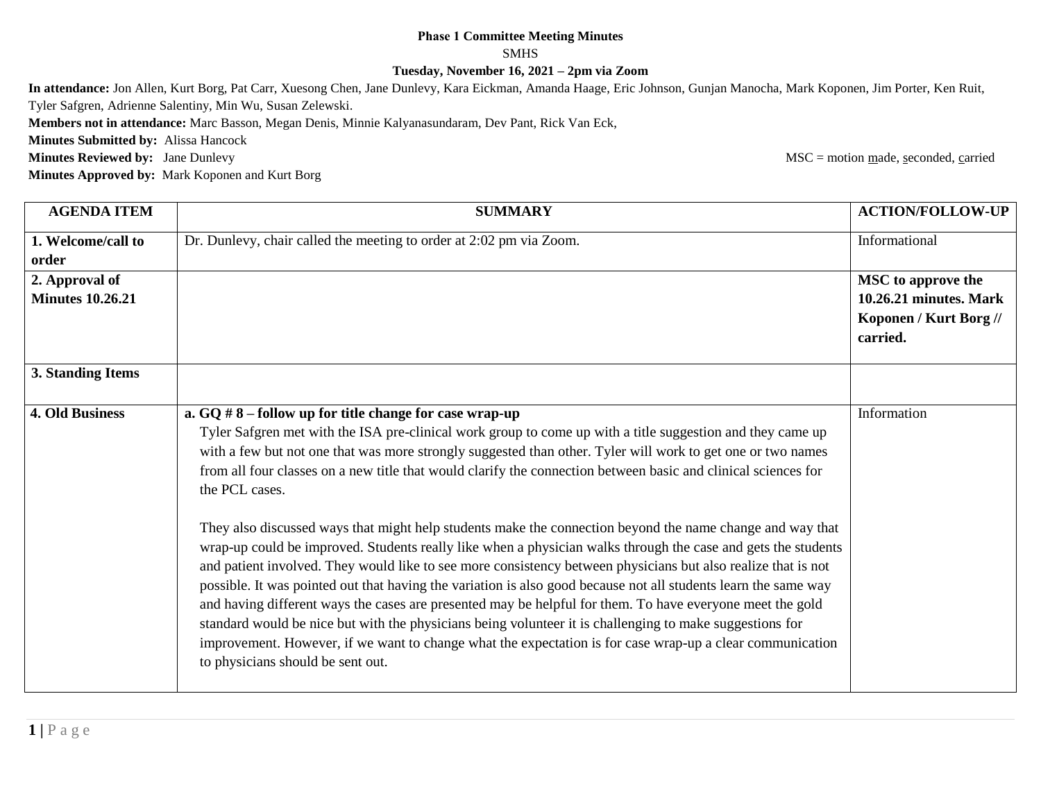**Phase 1 Committee Meeting Minutes**

SMHS

**Tuesday, November 16, 2021 – 2pm via Zoom**

**In attendance:** Jon Allen, Kurt Borg, Pat Carr, Xuesong Chen, Jane Dunlevy, Kara Eickman, Amanda Haage, Eric Johnson, Gunjan Manocha, Mark Koponen, Jim Porter, Ken Ruit, Tyler Safgren, Adrienne Salentiny, Min Wu, Susan Zelewski.

**Members not in attendance:** Marc Basson, Megan Denis, Minnie Kalyanasundaram, Dev Pant, Rick Van Eck,

**Minutes Submitted by:** Alissa Hancock

**Minutes Reviewed by:** Jane Dunlevy

MSC = motion made, seconded, carried

**Minutes Approved by:** Mark Koponen and Kurt Borg

| AGENDA ITEM | SUMMARY | ACTION/FOLLOW-UP |
|---|---|---|
| **1. Welcome/call to order** | Dr. Dunlevy, chair called the meeting to order at 2:02 pm via Zoom. | Informational |
| **2. Approval of Minutes 10.26.21** | | **MSC to approve the 10.26.21 minutes. Mark Koponen / Kurt Borg // carried.** |
| **3. Standing Items** | | |
| **4. Old Business** | **a. GQ # 8 – follow up for title change for case wrap-up**<br>Tyler Safgren met with the ISA pre-clinical work group to come up with a title suggestion and they came up with a few but not one that was more strongly suggested than other. Tyler will work to get one or two names from all four classes on a new title that would clarify the connection between basic and clinical sciences for the PCL cases.<br><br>They also discussed ways that might help students make the connection beyond the name change and way that wrap-up could be improved. Students really like when a physician walks through the case and gets the students and patient involved. They would like to see more consistency between physicians but also realize that is not possible. It was pointed out that having the variation is also good because not all students learn the same way and having different ways the cases are presented may be helpful for them. To have everyone meet the gold standard would be nice but with the physicians being volunteer it is challenging to make suggestions for improvement. However, if we want to change what the expectation is for case wrap-up a clear communication to physicians should be sent out. | Information |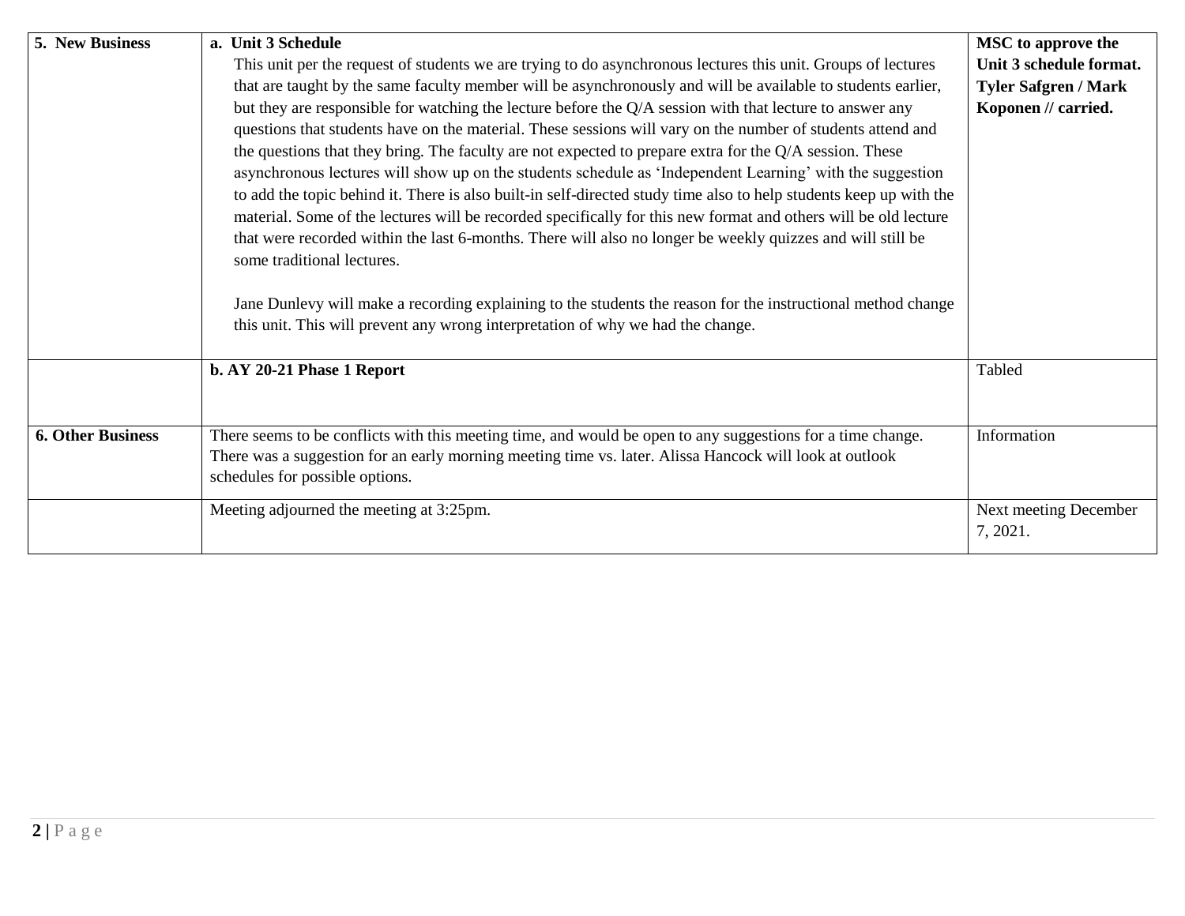| | | |
|---|---|---|
| **5. New Business** | **a. Unit 3 Schedule**<br>This unit per the request of students we are trying to do asynchronous lectures this unit. Groups of lectures that are taught by the same faculty member will be asynchronously and will be available to students earlier, but they are responsible for watching the lecture before the Q/A session with that lecture to answer any questions that students have on the material. These sessions will vary on the number of students attend and the questions that they bring. The faculty are not expected to prepare extra for the Q/A session. These asynchronous lectures will show up on the students schedule as 'Independent Learning' with the suggestion to add the topic behind it. There is also built-in self-directed study time also to help students keep up with the material. Some of the lectures will be recorded specifically for this new format and others will be old lecture that were recorded within the last 6-months. There will also no longer be weekly quizzes and will still be some traditional lectures.<br><br>Jane Dunlevy will make a recording explaining to the students the reason for the instructional method change this unit. This will prevent any wrong interpretation of why we had the change. | **MSC to approve the Unit 3 schedule format. Tyler Safgren / Mark Koponen // carried.** |
| | **b. AY 20-21 Phase 1 Report** | Tabled |
| **6. Other Business** | There seems to be conflicts with this meeting time, and would be open to any suggestions for a time change. There was a suggestion for an early morning meeting time vs. later. Alissa Hancock will look at outlook schedules for possible options. | Information |
| | Meeting adjourned the meeting at 3:25pm. | Next meeting December 7, 2021. |